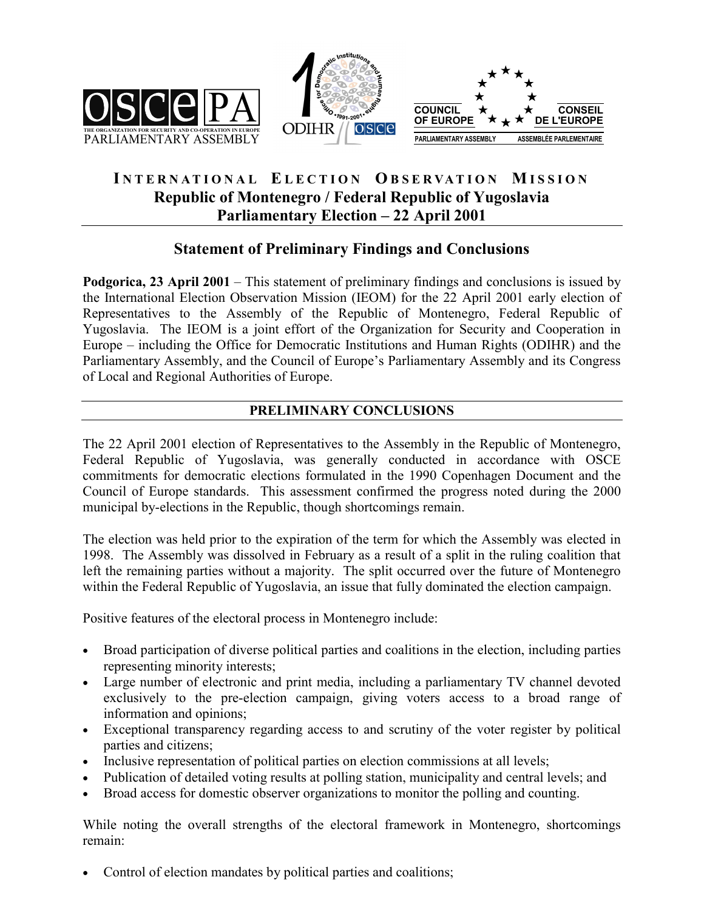# INTERNATIONAL ELECTION OBSERVATION MISSION

## Republic of Montenegro / Federal Republic of Yugoslavia
## Parliamentary Election – 22 April 2001

## Statement of Preliminary Findings and Conclusions

**Podgorica, 23 April 2001** – This statement of preliminary findings and conclusions is issued by the International Election Observation Mission (IEOM) for the 22 April 2001 early election of Representatives to the Assembly of the Republic of Montenegro, Federal Republic of Yugoslavia. The IEOM is a joint effort of the Organization for Security and Cooperation in Europe – including the Office for Democratic Institutions and Human Rights (ODIHR) and the Parliamentary Assembly, and the Council of Europe's Parliamentary Assembly and its Congress of Local and Regional Authorities of Europe.

## PRELIMINARY CONCLUSIONS

The 22 April 2001 election of Representatives to the Assembly in the Republic of Montenegro, Federal Republic of Yugoslavia, was generally conducted in accordance with OSCE commitments for democratic elections formulated in the 1990 Copenhagen Document and the Council of Europe standards. This assessment confirmed the progress noted during the 2000 municipal by-elections in the Republic, though shortcomings remain.

The election was held prior to the expiration of the term for which the Assembly was elected in 1998. The Assembly was dissolved in February as a result of a split in the ruling coalition that left the remaining parties without a majority. The split occurred over the future of Montenegro within the Federal Republic of Yugoslavia, an issue that fully dominated the election campaign.

Positive features of the electoral process in Montenegro include:

- Broad participation of diverse political parties and coalitions in the election, including parties representing minority interests;
- Large number of electronic and print media, including a parliamentary TV channel devoted exclusively to the pre-election campaign, giving voters access to a broad range of information and opinions;
- Exceptional transparency regarding access to and scrutiny of the voter register by political parties and citizens;
- Inclusive representation of political parties on election commissions at all levels;
- Publication of detailed voting results at polling station, municipality and central levels; and
- Broad access for domestic observer organizations to monitor the polling and counting.

While noting the overall strengths of the electoral framework in Montenegro, shortcomings remain:

- Control of election mandates by political parties and coalitions;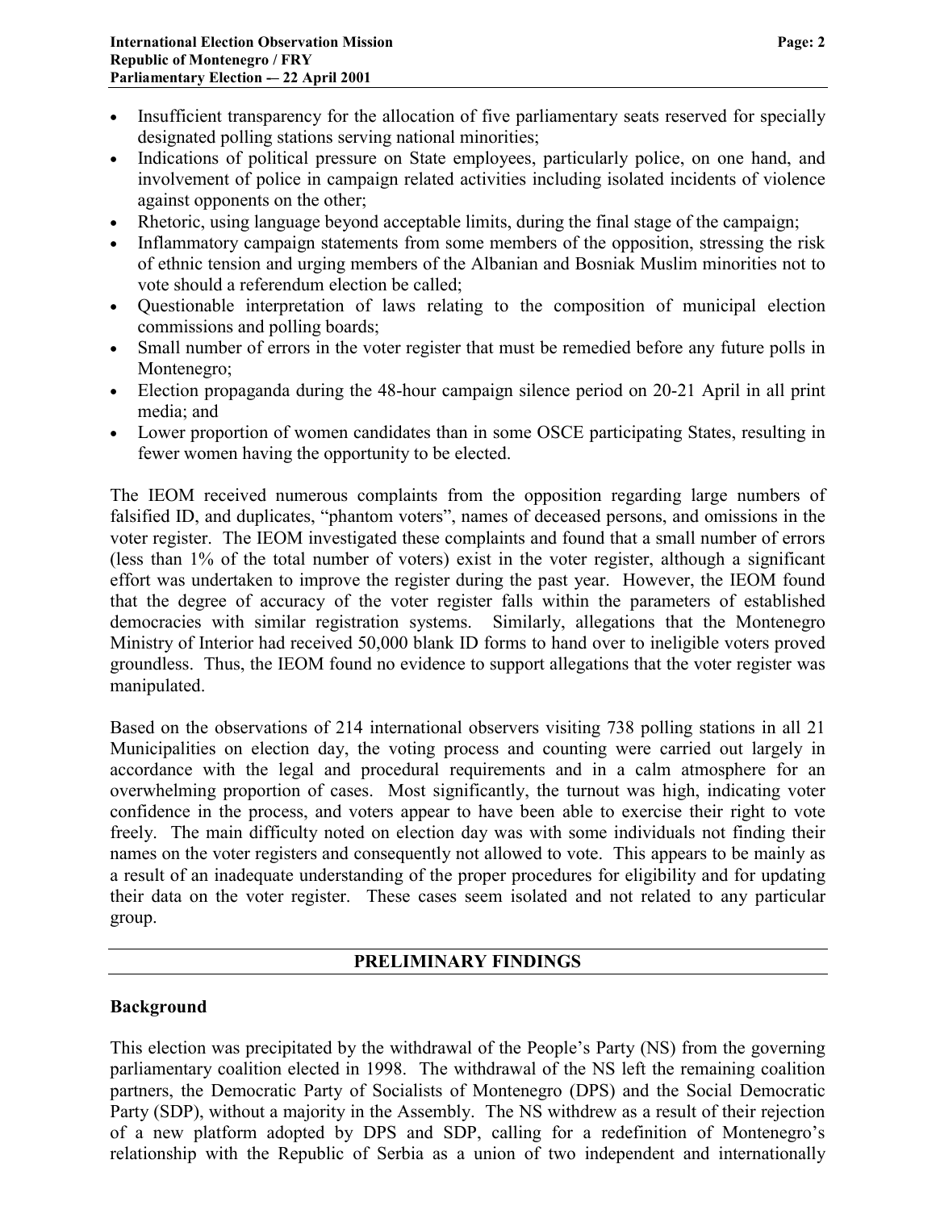- Insufficient transparency for the allocation of five parliamentary seats reserved for specially designated polling stations serving national minorities;
- Indications of political pressure on State employees, particularly police, on one hand, and involvement of police in campaign related activities including isolated incidents of violence against opponents on the other;
- Rhetoric, using language beyond acceptable limits, during the final stage of the campaign;
- Inflammatory campaign statements from some members of the opposition, stressing the risk of ethnic tension and urging members of the Albanian and Bosniak Muslim minorities not to vote should a referendum election be called;
- Questionable interpretation of laws relating to the composition of municipal election commissions and polling boards;
- Small number of errors in the voter register that must be remedied before any future polls in Montenegro;
- Election propaganda during the 48-hour campaign silence period on 20-21 April in all print media; and
- Lower proportion of women candidates than in some OSCE participating States, resulting in fewer women having the opportunity to be elected.

The IEOM received numerous complaints from the opposition regarding large numbers of falsified ID, and duplicates, "phantom voters", names of deceased persons, and omissions in the voter register. The IEOM investigated these complaints and found that a small number of errors (less than 1% of the total number of voters) exist in the voter register, although a significant effort was undertaken to improve the register during the past year. However, the IEOM found that the degree of accuracy of the voter register falls within the parameters of established democracies with similar registration systems. Similarly, allegations that the Montenegro Ministry of Interior had received 50,000 blank ID forms to hand over to ineligible voters proved groundless. Thus, the IEOM found no evidence to support allegations that the voter register was manipulated.

Based on the observations of 214 international observers visiting 738 polling stations in all 21 Municipalities on election day, the voting process and counting were carried out largely in accordance with the legal and procedural requirements and in a calm atmosphere for an overwhelming proportion of cases. Most significantly, the turnout was high, indicating voter confidence in the process, and voters appear to have been able to exercise their right to vote freely. The main difficulty noted on election day was with some individuals not finding their names on the voter registers and consequently not allowed to vote. This appears to be mainly as a result of an inadequate understanding of the proper procedures for eligibility and for updating their data on the voter register. These cases seem isolated and not related to any particular group.

## PRELIMINARY FINDINGS

### Background

This election was precipitated by the withdrawal of the People's Party (NS) from the governing parliamentary coalition elected in 1998. The withdrawal of the NS left the remaining coalition partners, the Democratic Party of Socialists of Montenegro (DPS) and the Social Democratic Party (SDP), without a majority in the Assembly. The NS withdrew as a result of their rejection of a new platform adopted by DPS and SDP, calling for a redefinition of Montenegro's relationship with the Republic of Serbia as a union of two independent and internationally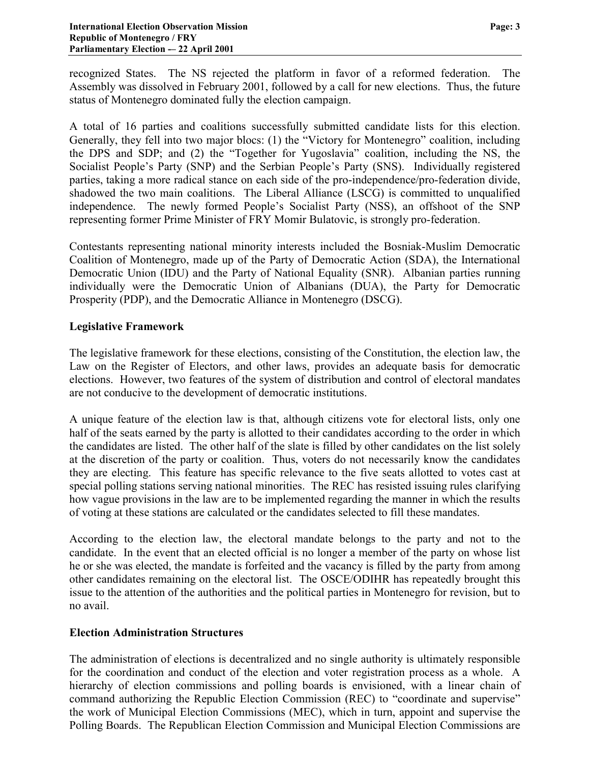recognized States. The NS rejected the platform in favor of a reformed federation. The Assembly was dissolved in February 2001, followed by a call for new elections. Thus, the future status of Montenegro dominated fully the election campaign.

A total of 16 parties and coalitions successfully submitted candidate lists for this election. Generally, they fell into two major blocs: (1) the "Victory for Montenegro" coalition, including the DPS and SDP; and (2) the "Together for Yugoslavia" coalition, including the NS, the Socialist People's Party (SNP) and the Serbian People's Party (SNS). Individually registered parties, taking a more radical stance on each side of the pro-independence/pro-federation divide, shadowed the two main coalitions. The Liberal Alliance (LSCG) is committed to unqualified independence. The newly formed People's Socialist Party (NSS), an offshoot of the SNP representing former Prime Minister of FRY Momir Bulatovic, is strongly pro-federation.

Contestants representing national minority interests included the Bosniak-Muslim Democratic Coalition of Montenegro, made up of the Party of Democratic Action (SDA), the International Democratic Union (IDU) and the Party of National Equality (SNR). Albanian parties running individually were the Democratic Union of Albanians (DUA), the Party for Democratic Prosperity (PDP), and the Democratic Alliance in Montenegro (DSCG).

## Legislative Framework

The legislative framework for these elections, consisting of the Constitution, the election law, the Law on the Register of Electors, and other laws, provides an adequate basis for democratic elections. However, two features of the system of distribution and control of electoral mandates are not conducive to the development of democratic institutions.

A unique feature of the election law is that, although citizens vote for electoral lists, only one half of the seats earned by the party is allotted to their candidates according to the order in which the candidates are listed. The other half of the slate is filled by other candidates on the list solely at the discretion of the party or coalition. Thus, voters do not necessarily know the candidates they are electing. This feature has specific relevance to the five seats allotted to votes cast at special polling stations serving national minorities. The REC has resisted issuing rules clarifying how vague provisions in the law are to be implemented regarding the manner in which the results of voting at these stations are calculated or the candidates selected to fill these mandates.

According to the election law, the electoral mandate belongs to the party and not to the candidate. In the event that an elected official is no longer a member of the party on whose list he or she was elected, the mandate is forfeited and the vacancy is filled by the party from among other candidates remaining on the electoral list. The OSCE/ODIHR has repeatedly brought this issue to the attention of the authorities and the political parties in Montenegro for revision, but to no avail.

## Election Administration Structures

The administration of elections is decentralized and no single authority is ultimately responsible for the coordination and conduct of the election and voter registration process as a whole. A hierarchy of election commissions and polling boards is envisioned, with a linear chain of command authorizing the Republic Election Commission (REC) to "coordinate and supervise" the work of Municipal Election Commissions (MEC), which in turn, appoint and supervise the Polling Boards. The Republican Election Commission and Municipal Election Commissions are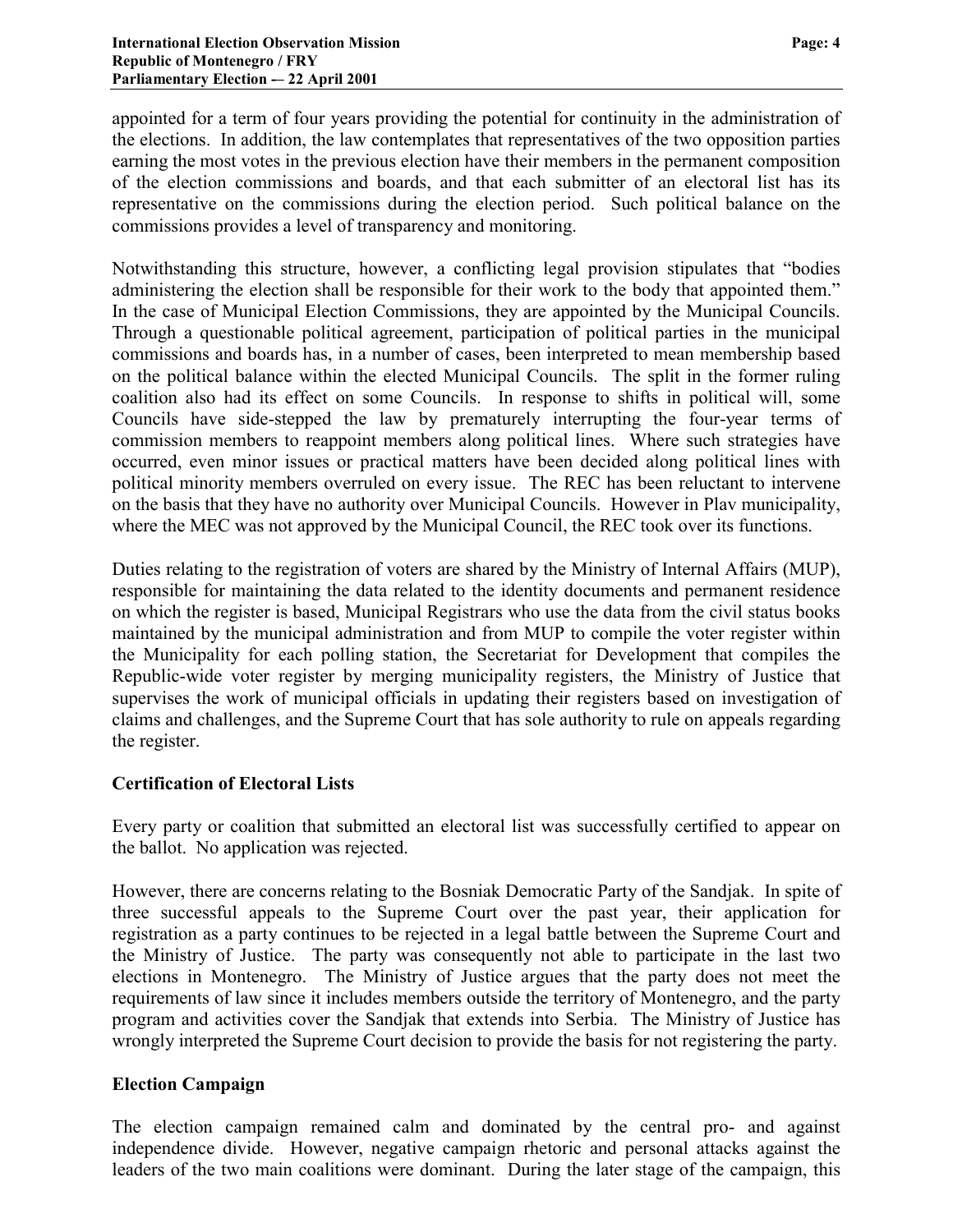appointed for a term of four years providing the potential for continuity in the administration of the elections. In addition, the law contemplates that representatives of the two opposition parties earning the most votes in the previous election have their members in the permanent composition of the election commissions and boards, and that each submitter of an electoral list has its representative on the commissions during the election period. Such political balance on the commissions provides a level of transparency and monitoring.

Notwithstanding this structure, however, a conflicting legal provision stipulates that "bodies administering the election shall be responsible for their work to the body that appointed them." In the case of Municipal Election Commissions, they are appointed by the Municipal Councils. Through a questionable political agreement, participation of political parties in the municipal commissions and boards has, in a number of cases, been interpreted to mean membership based on the political balance within the elected Municipal Councils. The split in the former ruling coalition also had its effect on some Councils. In response to shifts in political will, some Councils have side-stepped the law by prematurely interrupting the four-year terms of commission members to reappoint members along political lines. Where such strategies have occurred, even minor issues or practical matters have been decided along political lines with political minority members overruled on every issue. The REC has been reluctant to intervene on the basis that they have no authority over Municipal Councils. However in Plav municipality, where the MEC was not approved by the Municipal Council, the REC took over its functions.

Duties relating to the registration of voters are shared by the Ministry of Internal Affairs (MUP), responsible for maintaining the data related to the identity documents and permanent residence on which the register is based, Municipal Registrars who use the data from the civil status books maintained by the municipal administration and from MUP to compile the voter register within the Municipality for each polling station, the Secretariat for Development that compiles the Republic-wide voter register by merging municipality registers, the Ministry of Justice that supervises the work of municipal officials in updating their registers based on investigation of claims and challenges, and the Supreme Court that has sole authority to rule on appeals regarding the register.

### Certification of Electoral Lists

Every party or coalition that submitted an electoral list was successfully certified to appear on the ballot. No application was rejected.

However, there are concerns relating to the Bosniak Democratic Party of the Sandjak. In spite of three successful appeals to the Supreme Court over the past year, their application for registration as a party continues to be rejected in a legal battle between the Supreme Court and the Ministry of Justice. The party was consequently not able to participate in the last two elections in Montenegro. The Ministry of Justice argues that the party does not meet the requirements of law since it includes members outside the territory of Montenegro, and the party program and activities cover the Sandjak that extends into Serbia. The Ministry of Justice has wrongly interpreted the Supreme Court decision to provide the basis for not registering the party.

### Election Campaign

The election campaign remained calm and dominated by the central pro- and against independence divide. However, negative campaign rhetoric and personal attacks against the leaders of the two main coalitions were dominant. During the later stage of the campaign, this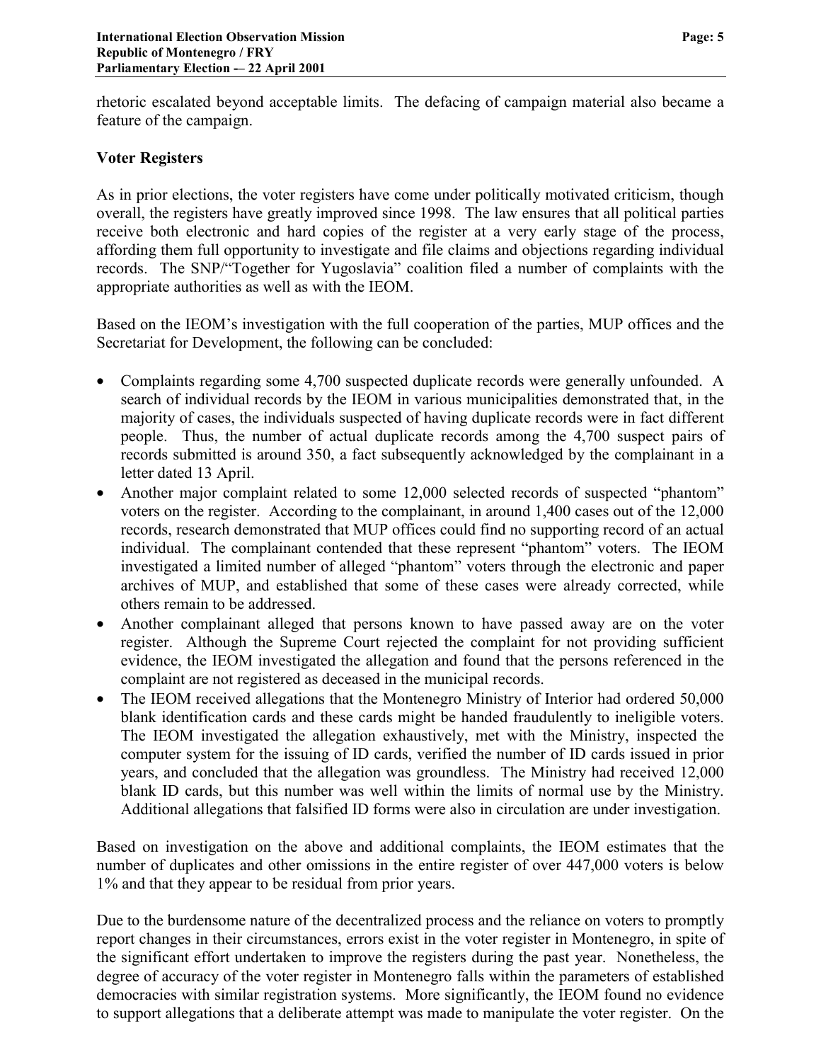rhetoric escalated beyond acceptable limits. The defacing of campaign material also became a feature of the campaign.

**Voter Registers**

As in prior elections, the voter registers have come under politically motivated criticism, though overall, the registers have greatly improved since 1998. The law ensures that all political parties receive both electronic and hard copies of the register at a very early stage of the process, affording them full opportunity to investigate and file claims and objections regarding individual records. The SNP/"Together for Yugoslavia" coalition filed a number of complaints with the appropriate authorities as well as with the IEOM.

Based on the IEOM's investigation with the full cooperation of the parties, MUP offices and the Secretariat for Development, the following can be concluded:

- Complaints regarding some 4,700 suspected duplicate records were generally unfounded. A search of individual records by the IEOM in various municipalities demonstrated that, in the majority of cases, the individuals suspected of having duplicate records were in fact different people. Thus, the number of actual duplicate records among the 4,700 suspect pairs of records submitted is around 350, a fact subsequently acknowledged by the complainant in a letter dated 13 April.
- Another major complaint related to some 12,000 selected records of suspected "phantom" voters on the register. According to the complainant, in around 1,400 cases out of the 12,000 records, research demonstrated that MUP offices could find no supporting record of an actual individual. The complainant contended that these represent "phantom" voters. The IEOM investigated a limited number of alleged "phantom" voters through the electronic and paper archives of MUP, and established that some of these cases were already corrected, while others remain to be addressed.
- Another complainant alleged that persons known to have passed away are on the voter register. Although the Supreme Court rejected the complaint for not providing sufficient evidence, the IEOM investigated the allegation and found that the persons referenced in the complaint are not registered as deceased in the municipal records.
- The IEOM received allegations that the Montenegro Ministry of Interior had ordered 50,000 blank identification cards and these cards might be handed fraudulently to ineligible voters. The IEOM investigated the allegation exhaustively, met with the Ministry, inspected the computer system for the issuing of ID cards, verified the number of ID cards issued in prior years, and concluded that the allegation was groundless. The Ministry had received 12,000 blank ID cards, but this number was well within the limits of normal use by the Ministry. Additional allegations that falsified ID forms were also in circulation are under investigation.

Based on investigation on the above and additional complaints, the IEOM estimates that the number of duplicates and other omissions in the entire register of over 447,000 voters is below 1% and that they appear to be residual from prior years.

Due to the burdensome nature of the decentralized process and the reliance on voters to promptly report changes in their circumstances, errors exist in the voter register in Montenegro, in spite of the significant effort undertaken to improve the registers during the past year. Nonetheless, the degree of accuracy of the voter register in Montenegro falls within the parameters of established democracies with similar registration systems. More significantly, the IEOM found no evidence to support allegations that a deliberate attempt was made to manipulate the voter register. On the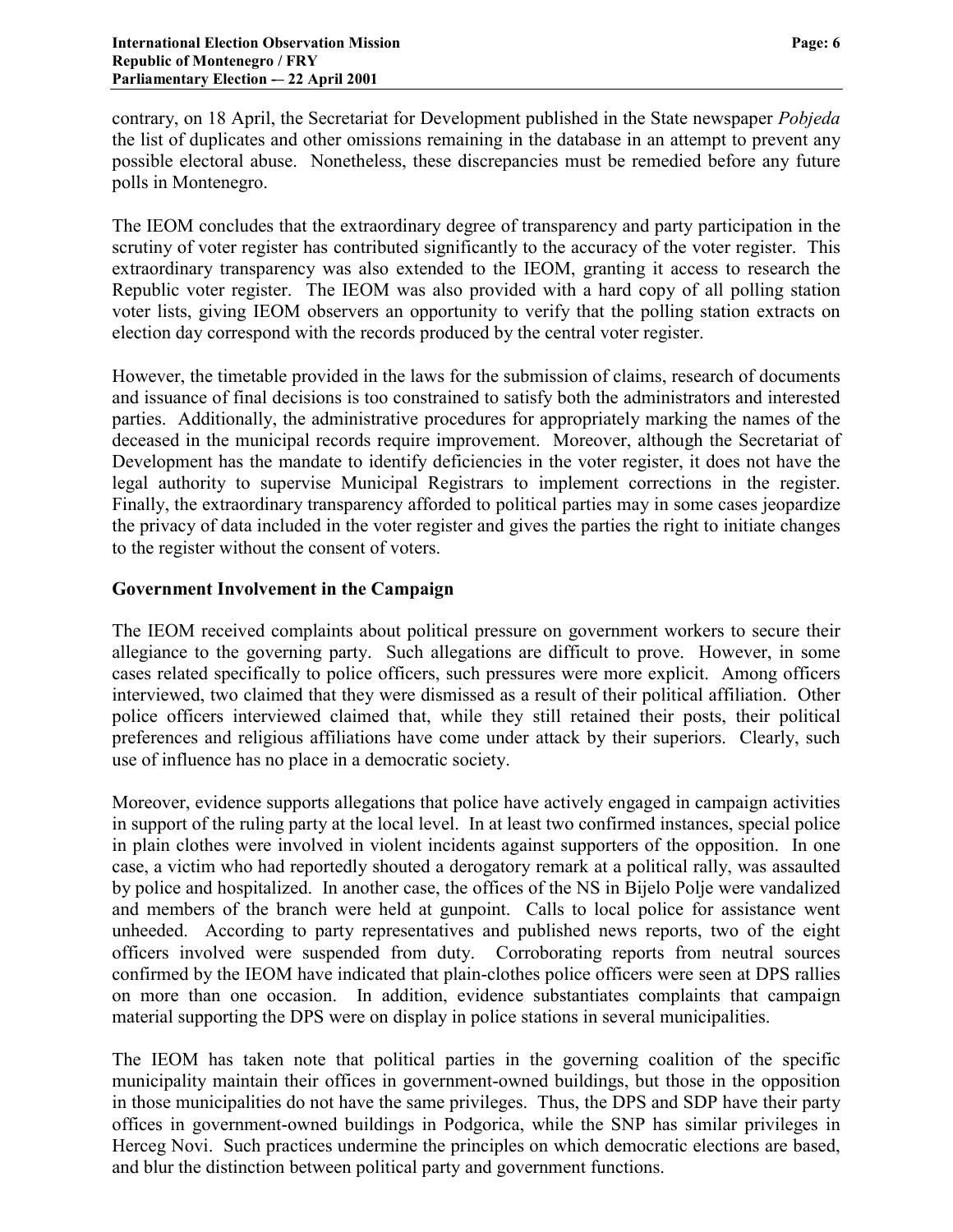contrary, on 18 April, the Secretariat for Development published in the State newspaper *Pobjeda* the list of duplicates and other omissions remaining in the database in an attempt to prevent any possible electoral abuse. Nonetheless, these discrepancies must be remedied before any future polls in Montenegro.

The IEOM concludes that the extraordinary degree of transparency and party participation in the scrutiny of voter register has contributed significantly to the accuracy of the voter register. This extraordinary transparency was also extended to the IEOM, granting it access to research the Republic voter register. The IEOM was also provided with a hard copy of all polling station voter lists, giving IEOM observers an opportunity to verify that the polling station extracts on election day correspond with the records produced by the central voter register.

However, the timetable provided in the laws for the submission of claims, research of documents and issuance of final decisions is too constrained to satisfy both the administrators and interested parties. Additionally, the administrative procedures for appropriately marking the names of the deceased in the municipal records require improvement. Moreover, although the Secretariat of Development has the mandate to identify deficiencies in the voter register, it does not have the legal authority to supervise Municipal Registrars to implement corrections in the register. Finally, the extraordinary transparency afforded to political parties may in some cases jeopardize the privacy of data included in the voter register and gives the parties the right to initiate changes to the register without the consent of voters.

## Government Involvement in the Campaign

The IEOM received complaints about political pressure on government workers to secure their allegiance to the governing party. Such allegations are difficult to prove. However, in some cases related specifically to police officers, such pressures were more explicit. Among officers interviewed, two claimed that they were dismissed as a result of their political affiliation. Other police officers interviewed claimed that, while they still retained their posts, their political preferences and religious affiliations have come under attack by their superiors. Clearly, such use of influence has no place in a democratic society.

Moreover, evidence supports allegations that police have actively engaged in campaign activities in support of the ruling party at the local level. In at least two confirmed instances, special police in plain clothes were involved in violent incidents against supporters of the opposition. In one case, a victim who had reportedly shouted a derogatory remark at a political rally, was assaulted by police and hospitalized. In another case, the offices of the NS in Bijelo Polje were vandalized and members of the branch were held at gunpoint. Calls to local police for assistance went unheeded. According to party representatives and published news reports, two of the eight officers involved were suspended from duty. Corroborating reports from neutral sources confirmed by the IEOM have indicated that plain-clothes police officers were seen at DPS rallies on more than one occasion. In addition, evidence substantiates complaints that campaign material supporting the DPS were on display in police stations in several municipalities.

The IEOM has taken note that political parties in the governing coalition of the specific municipality maintain their offices in government-owned buildings, but those in the opposition in those municipalities do not have the same privileges. Thus, the DPS and SDP have their party offices in government-owned buildings in Podgorica, while the SNP has similar privileges in Herceg Novi. Such practices undermine the principles on which democratic elections are based, and blur the distinction between political party and government functions.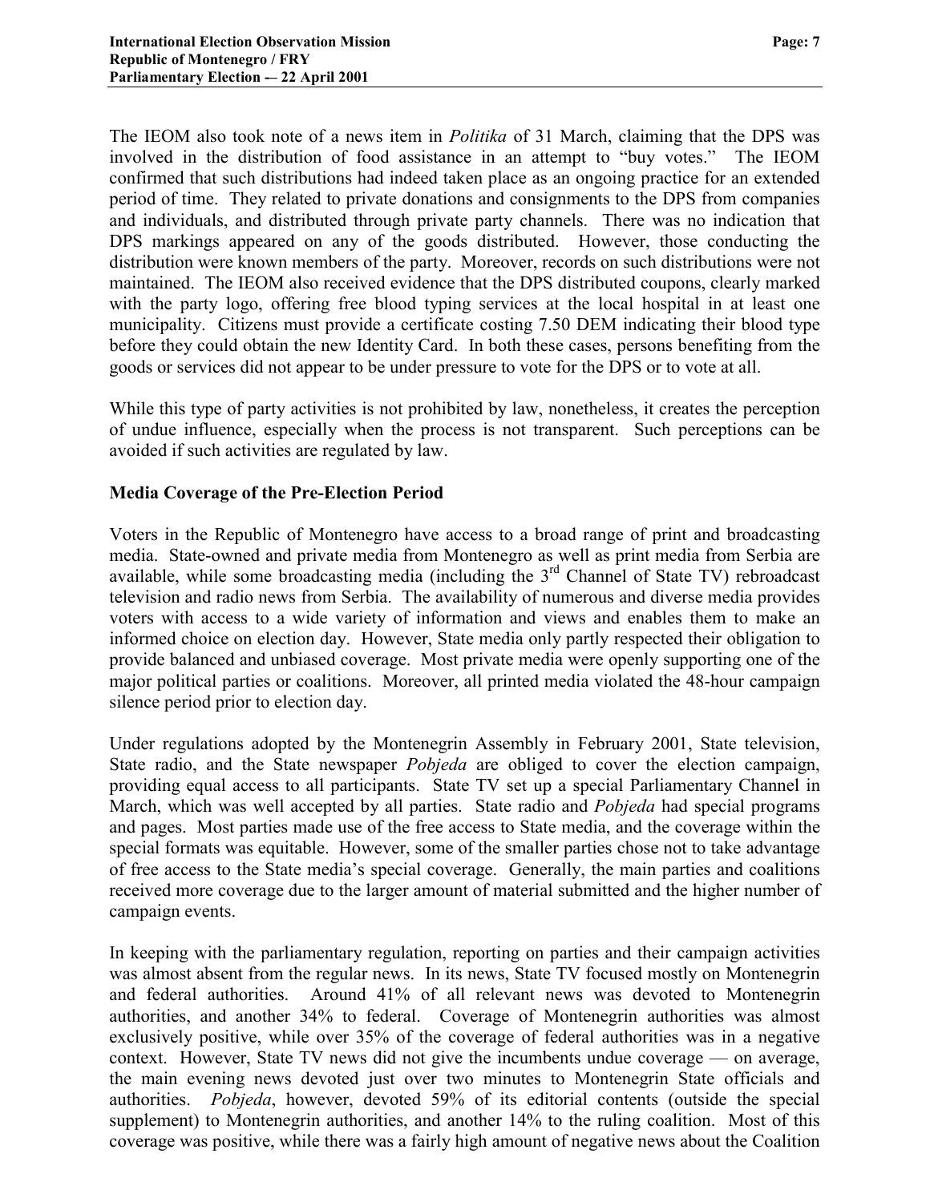The IEOM also took note of a news item in *Politika* of 31 March, claiming that the DPS was involved in the distribution of food assistance in an attempt to "buy votes." The IEOM confirmed that such distributions had indeed taken place as an ongoing practice for an extended period of time. They related to private donations and consignments to the DPS from companies and individuals, and distributed through private party channels. There was no indication that DPS markings appeared on any of the goods distributed. However, those conducting the distribution were known members of the party. Moreover, records on such distributions were not maintained. The IEOM also received evidence that the DPS distributed coupons, clearly marked with the party logo, offering free blood typing services at the local hospital in at least one municipality. Citizens must provide a certificate costing 7.50 DEM indicating their blood type before they could obtain the new Identity Card. In both these cases, persons benefiting from the goods or services did not appear to be under pressure to vote for the DPS or to vote at all.

While this type of party activities is not prohibited by law, nonetheless, it creates the perception of undue influence, especially when the process is not transparent. Such perceptions can be avoided if such activities are regulated by law.

**Media Coverage of the Pre-Election Period**

Voters in the Republic of Montenegro have access to a broad range of print and broadcasting media. State-owned and private media from Montenegro as well as print media from Serbia are available, while some broadcasting media (including the 3rd Channel of State TV) rebroadcast television and radio news from Serbia. The availability of numerous and diverse media provides voters with access to a wide variety of information and views and enables them to make an informed choice on election day. However, State media only partly respected their obligation to provide balanced and unbiased coverage. Most private media were openly supporting one of the major political parties or coalitions. Moreover, all printed media violated the 48-hour campaign silence period prior to election day.

Under regulations adopted by the Montenegrin Assembly in February 2001, State television, State radio, and the State newspaper *Pobjeda* are obliged to cover the election campaign, providing equal access to all participants. State TV set up a special Parliamentary Channel in March, which was well accepted by all parties. State radio and *Pobjeda* had special programs and pages. Most parties made use of the free access to State media, and the coverage within the special formats was equitable. However, some of the smaller parties chose not to take advantage of free access to the State media's special coverage. Generally, the main parties and coalitions received more coverage due to the larger amount of material submitted and the higher number of campaign events.

In keeping with the parliamentary regulation, reporting on parties and their campaign activities was almost absent from the regular news. In its news, State TV focused mostly on Montenegrin and federal authorities. Around 41% of all relevant news was devoted to Montenegrin authorities, and another 34% to federal. Coverage of Montenegrin authorities was almost exclusively positive, while over 35% of the coverage of federal authorities was in a negative context. However, State TV news did not give the incumbents undue coverage — on average, the main evening news devoted just over two minutes to Montenegrin State officials and authorities. *Pobjeda*, however, devoted 59% of its editorial contents (outside the special supplement) to Montenegrin authorities, and another 14% to the ruling coalition. Most of this coverage was positive, while there was a fairly high amount of negative news about the Coalition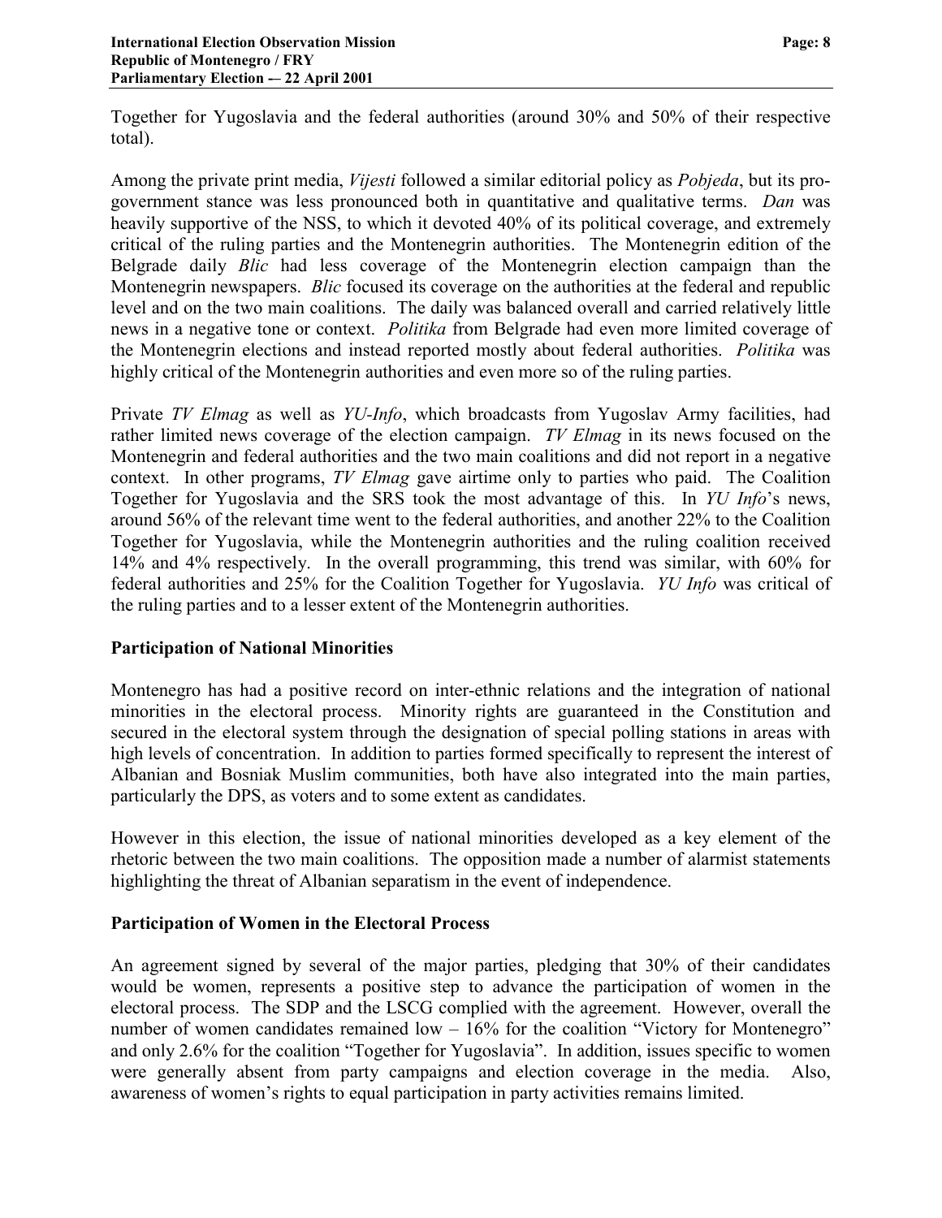Together for Yugoslavia and the federal authorities (around 30% and 50% of their respective total).

Among the private print media, *Vijesti* followed a similar editorial policy as *Pobjeda*, but its pro-government stance was less pronounced both in quantitative and qualitative terms. *Dan* was heavily supportive of the NSS, to which it devoted 40% of its political coverage, and extremely critical of the ruling parties and the Montenegrin authorities. The Montenegrin edition of the Belgrade daily *Blic* had less coverage of the Montenegrin election campaign than the Montenegrin newspapers. *Blic* focused its coverage on the authorities at the federal and republic level and on the two main coalitions. The daily was balanced overall and carried relatively little news in a negative tone or context. *Politika* from Belgrade had even more limited coverage of the Montenegrin elections and instead reported mostly about federal authorities. *Politika* was highly critical of the Montenegrin authorities and even more so of the ruling parties.

Private *TV Elmag* as well as *YU-Info*, which broadcasts from Yugoslav Army facilities, had rather limited news coverage of the election campaign. *TV Elmag* in its news focused on the Montenegrin and federal authorities and the two main coalitions and did not report in a negative context. In other programs, *TV Elmag* gave airtime only to parties who paid. The Coalition Together for Yugoslavia and the SRS took the most advantage of this. In *YU Info*'s news, around 56% of the relevant time went to the federal authorities, and another 22% to the Coalition Together for Yugoslavia, while the Montenegrin authorities and the ruling coalition received 14% and 4% respectively. In the overall programming, this trend was similar, with 60% for federal authorities and 25% for the Coalition Together for Yugoslavia. *YU Info* was critical of the ruling parties and to a lesser extent of the Montenegrin authorities.

## Participation of National Minorities

Montenegro has had a positive record on inter-ethnic relations and the integration of national minorities in the electoral process. Minority rights are guaranteed in the Constitution and secured in the electoral system through the designation of special polling stations in areas with high levels of concentration. In addition to parties formed specifically to represent the interest of Albanian and Bosniak Muslim communities, both have also integrated into the main parties, particularly the DPS, as voters and to some extent as candidates.

However in this election, the issue of national minorities developed as a key element of the rhetoric between the two main coalitions. The opposition made a number of alarmist statements highlighting the threat of Albanian separatism in the event of independence.

## Participation of Women in the Electoral Process

An agreement signed by several of the major parties, pledging that 30% of their candidates would be women, represents a positive step to advance the participation of women in the electoral process. The SDP and the LSCG complied with the agreement. However, overall the number of women candidates remained low – 16% for the coalition "Victory for Montenegro" and only 2.6% for the coalition "Together for Yugoslavia". In addition, issues specific to women were generally absent from party campaigns and election coverage in the media. Also, awareness of women's rights to equal participation in party activities remains limited.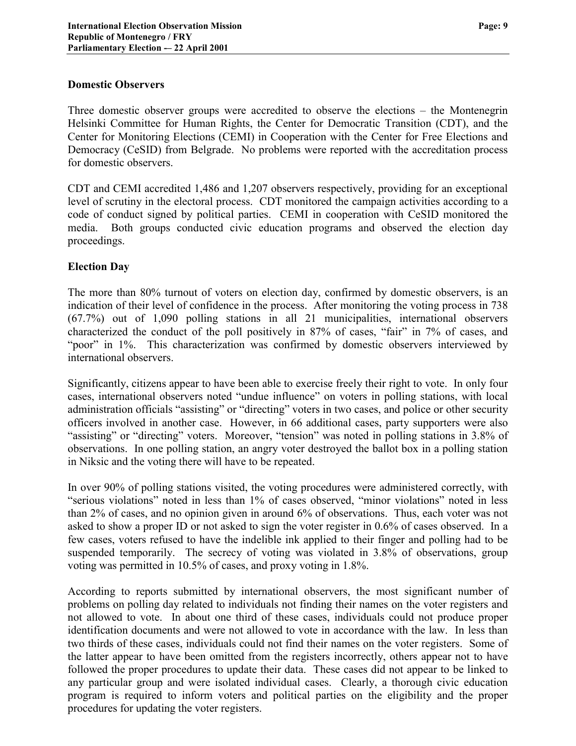## Domestic Observers

Three domestic observer groups were accredited to observe the elections – the Montenegrin Helsinki Committee for Human Rights, the Center for Democratic Transition (CDT), and the Center for Monitoring Elections (CEMI) in Cooperation with the Center for Free Elections and Democracy (CeSID) from Belgrade. No problems were reported with the accreditation process for domestic observers.

CDT and CEMI accredited 1,486 and 1,207 observers respectively, providing for an exceptional level of scrutiny in the electoral process. CDT monitored the campaign activities according to a code of conduct signed by political parties. CEMI in cooperation with CeSID monitored the media. Both groups conducted civic education programs and observed the election day proceedings.

## Election Day

The more than 80% turnout of voters on election day, confirmed by domestic observers, is an indication of their level of confidence in the process. After monitoring the voting process in 738 (67.7%) out of 1,090 polling stations in all 21 municipalities, international observers characterized the conduct of the poll positively in 87% of cases, "fair" in 7% of cases, and "poor" in 1%. This characterization was confirmed by domestic observers interviewed by international observers.

Significantly, citizens appear to have been able to exercise freely their right to vote. In only four cases, international observers noted "undue influence" on voters in polling stations, with local administration officials "assisting" or "directing" voters in two cases, and police or other security officers involved in another case. However, in 66 additional cases, party supporters were also "assisting" or "directing" voters. Moreover, "tension" was noted in polling stations in 3.8% of observations. In one polling station, an angry voter destroyed the ballot box in a polling station in Niksic and the voting there will have to be repeated.

In over 90% of polling stations visited, the voting procedures were administered correctly, with "serious violations" noted in less than 1% of cases observed, "minor violations" noted in less than 2% of cases, and no opinion given in around 6% of observations. Thus, each voter was not asked to show a proper ID or not asked to sign the voter register in 0.6% of cases observed. In a few cases, voters refused to have the indelible ink applied to their finger and polling had to be suspended temporarily. The secrecy of voting was violated in 3.8% of observations, group voting was permitted in 10.5% of cases, and proxy voting in 1.8%.

According to reports submitted by international observers, the most significant number of problems on polling day related to individuals not finding their names on the voter registers and not allowed to vote. In about one third of these cases, individuals could not produce proper identification documents and were not allowed to vote in accordance with the law. In less than two thirds of these cases, individuals could not find their names on the voter registers. Some of the latter appear to have been omitted from the registers incorrectly, others appear not to have followed the proper procedures to update their data. These cases did not appear to be linked to any particular group and were isolated individual cases. Clearly, a thorough civic education program is required to inform voters and political parties on the eligibility and the proper procedures for updating the voter registers.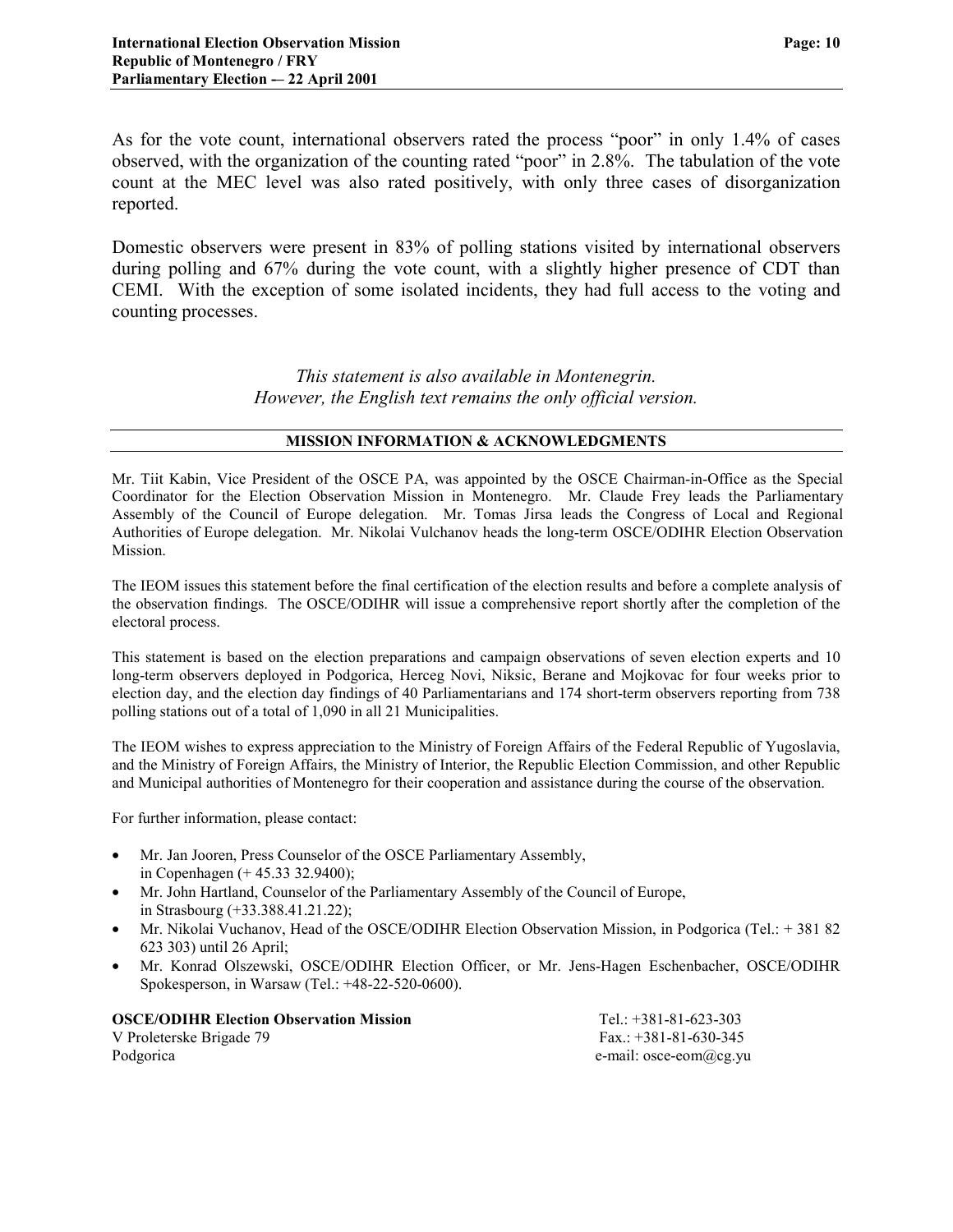As for the vote count, international observers rated the process "poor" in only 1.4% of cases observed, with the organization of the counting rated "poor" in 2.8%. The tabulation of the vote count at the MEC level was also rated positively, with only three cases of disorganization reported.

Domestic observers were present in 83% of polling stations visited by international observers during polling and 67% during the vote count, with a slightly higher presence of CDT than CEMI. With the exception of some isolated incidents, they had full access to the voting and counting processes.

*This statement is also available in Montenegrin.*
*However, the English text remains the only official version.*

## MISSION INFORMATION & ACKNOWLEDGMENTS

Mr. Tiit Kabin, Vice President of the OSCE PA, was appointed by the OSCE Chairman-in-Office as the Special Coordinator for the Election Observation Mission in Montenegro. Mr. Claude Frey leads the Parliamentary Assembly of the Council of Europe delegation. Mr. Tomas Jirsa leads the Congress of Local and Regional Authorities of Europe delegation. Mr. Nikolai Vulchanov heads the long-term OSCE/ODIHR Election Observation Mission.

The IEOM issues this statement before the final certification of the election results and before a complete analysis of the observation findings. The OSCE/ODIHR will issue a comprehensive report shortly after the completion of the electoral process.

This statement is based on the election preparations and campaign observations of seven election experts and 10 long-term observers deployed in Podgorica, Herceg Novi, Niksic, Berane and Mojkovac for four weeks prior to election day, and the election day findings of 40 Parliamentarians and 174 short-term observers reporting from 738 polling stations out of a total of 1,090 in all 21 Municipalities.

The IEOM wishes to express appreciation to the Ministry of Foreign Affairs of the Federal Republic of Yugoslavia, and the Ministry of Foreign Affairs, the Ministry of Interior, the Republic Election Commission, and other Republic and Municipal authorities of Montenegro for their cooperation and assistance during the course of the observation.

For further information, please contact:

- Mr. Jan Jooren, Press Counselor of the OSCE Parliamentary Assembly, in Copenhagen (+ 45.33 32.9400);
- Mr. John Hartland, Counselor of the Parliamentary Assembly of the Council of Europe, in Strasbourg (+33.388.41.21.22);
- Mr. Nikolai Vuchanov, Head of the OSCE/ODIHR Election Observation Mission, in Podgorica (Tel.: + 381 82 623 303) until 26 April;
- Mr. Konrad Olszewski, OSCE/ODIHR Election Officer, or Mr. Jens-Hagen Eschenbacher, OSCE/ODIHR Spokesperson, in Warsaw (Tel.: +48-22-520-0600).

**OSCE/ODIHR Election Observation Mission**
V Proleterske Brigade 79
Podgorica

Tel.: +381-81-623-303
Fax.: +381-81-630-345
e-mail: osce-eom@cg.yu